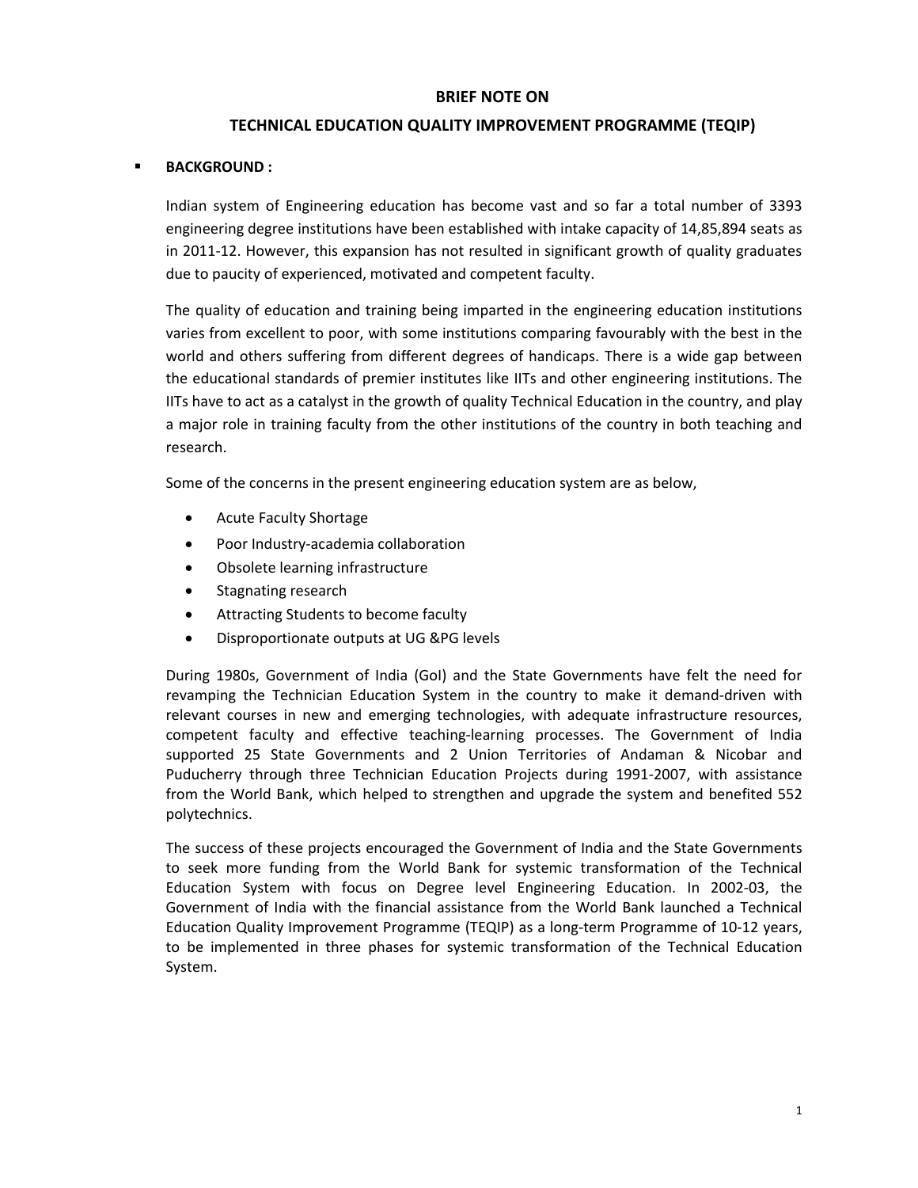# BRIEF NOTE ON

# TECHNICAL EDUCATION QUALITY IMPROVEMENT PROGRAMME (TEQIP)

- **BACKGROUND :**

Indian system of Engineering education has become vast and so far a total number of 3393 engineering degree institutions have been established with intake capacity of 14,85,894 seats as in 2011-12. However, this expansion has not resulted in significant growth of quality graduates due to paucity of experienced, motivated and competent faculty.

The quality of education and training being imparted in the engineering education institutions varies from excellent to poor, with some institutions comparing favourably with the best in the world and others suffering from different degrees of handicaps. There is a wide gap between the educational standards of premier institutes like IITs and other engineering institutions. The IITs have to act as a catalyst in the growth of quality Technical Education in the country, and play a major role in training faculty from the other institutions of the country in both teaching and research.

Some of the concerns in the present engineering education system are as below,

- Acute Faculty Shortage
- Poor Industry-academia collaboration
- Obsolete learning infrastructure
- Stagnating research
- Attracting Students to become faculty
- Disproportionate outputs at UG &PG levels

During 1980s, Government of India (GoI) and the State Governments have felt the need for revamping the Technician Education System in the country to make it demand-driven with relevant courses in new and emerging technologies, with adequate infrastructure resources, competent faculty and effective teaching-learning processes. The Government of India supported 25 State Governments and 2 Union Territories of Andaman & Nicobar and Puducherry through three Technician Education Projects during 1991-2007, with assistance from the World Bank, which helped to strengthen and upgrade the system and benefited 552 polytechnics.

The success of these projects encouraged the Government of India and the State Governments to seek more funding from the World Bank for systemic transformation of the Technical Education System with focus on Degree level Engineering Education. In 2002-03, the Government of India with the financial assistance from the World Bank launched a Technical Education Quality Improvement Programme (TEQIP) as a long-term Programme of 10-12 years, to be implemented in three phases for systemic transformation of the Technical Education System.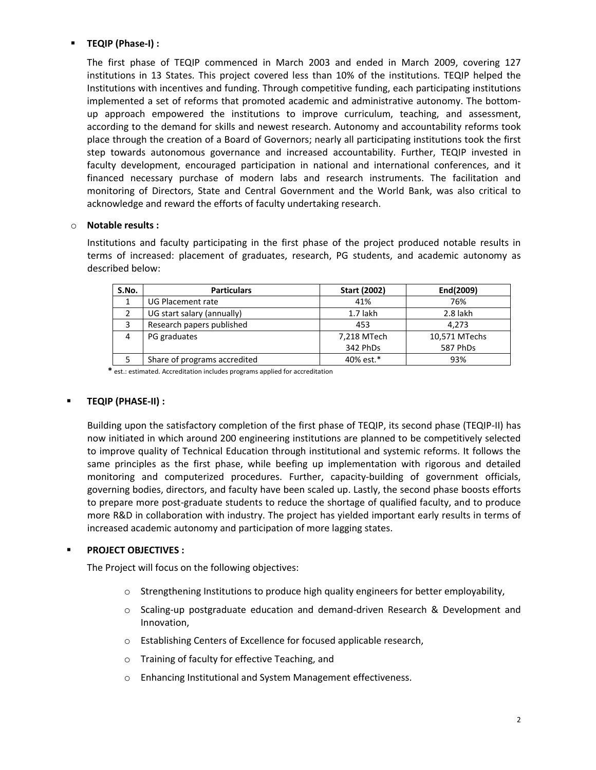- **TEQIP (Phase-I) :**

  The first phase of TEQIP commenced in March 2003 and ended in March 2009, covering 127 institutions in 13 States. This project covered less than 10% of the institutions. TEQIP helped the Institutions with incentives and funding. Through competitive funding, each participating institutions implemented a set of reforms that promoted academic and administrative autonomy. The bottom-up approach empowered the institutions to improve curriculum, teaching, and assessment, according to the demand for skills and newest research. Autonomy and accountability reforms took place through the creation of a Board of Governors; nearly all participating institutions took the first step towards autonomous governance and increased accountability. Further, TEQIP invested in faculty development, encouraged participation in national and international conferences, and it financed necessary purchase of modern labs and research instruments. The facilitation and monitoring of Directors, State and Central Government and the World Bank, was also critical to acknowledge and reward the efforts of faculty undertaking research.

  - **Notable results :**

    Institutions and faculty participating in the first phase of the project produced notable results in terms of increased: placement of graduates, research, PG students, and academic autonomy as described below:

| S.No. | Particulars | Start (2002) | End(2009) |
|---|---|---|---|
| 1 | UG Placement rate | 41% | 76% |
| 2 | UG start salary (annually) | 1.7 lakh | 2.8 lakh |
| 3 | Research papers published | 453 | 4,273 |
| 4 | PG graduates | 7,218 MTech<br>342 PhDs | 10,571 MTechs<br>587 PhDs |
| 5 | Share of programs accredited | 40% est.* | 93% |

\* est.: estimated. Accreditation includes programs applied for accreditation

- **TEQIP (PHASE-II) :**

  Building upon the satisfactory completion of the first phase of TEQIP, its second phase (TEQIP-II) has now initiated in which around 200 engineering institutions are planned to be competitively selected to improve quality of Technical Education through institutional and systemic reforms. It follows the same principles as the first phase, while beefing up implementation with rigorous and detailed monitoring and computerized procedures. Further, capacity-building of government officials, governing bodies, directors, and faculty have been scaled up. Lastly, the second phase boosts efforts to prepare more post-graduate students to reduce the shortage of qualified faculty, and to produce more R&D in collaboration with industry. The project has yielded important early results in terms of increased academic autonomy and participation of more lagging states.

- **PROJECT OBJECTIVES :**

  The Project will focus on the following objectives:

  - Strengthening Institutions to produce high quality engineers for better employability,
  - Scaling-up postgraduate education and demand-driven Research & Development and Innovation,
  - Establishing Centers of Excellence for focused applicable research,
  - Training of faculty for effective Teaching, and
  - Enhancing Institutional and System Management effectiveness.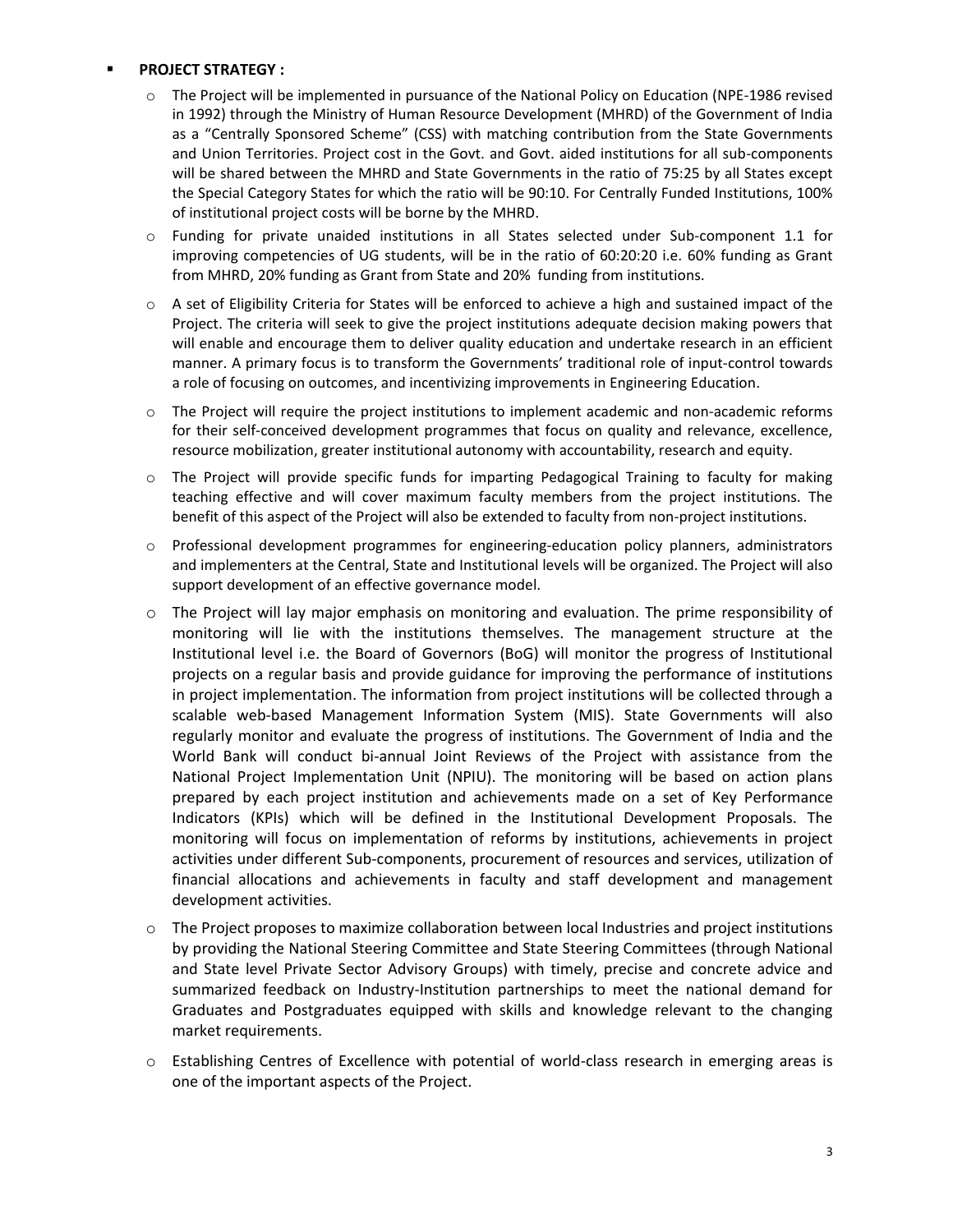- **PROJECT STRATEGY :**
  - The Project will be implemented in pursuance of the National Policy on Education (NPE-1986 revised in 1992) through the Ministry of Human Resource Development (MHRD) of the Government of India as a "Centrally Sponsored Scheme" (CSS) with matching contribution from the State Governments and Union Territories. Project cost in the Govt. and Govt. aided institutions for all sub-components will be shared between the MHRD and State Governments in the ratio of 75:25 by all States except the Special Category States for which the ratio will be 90:10. For Centrally Funded Institutions, 100% of institutional project costs will be borne by the MHRD.
  - Funding for private unaided institutions in all States selected under Sub-component 1.1 for improving competencies of UG students, will be in the ratio of 60:20:20 i.e. 60% funding as Grant from MHRD, 20% funding as Grant from State and 20% funding from institutions.
  - A set of Eligibility Criteria for States will be enforced to achieve a high and sustained impact of the Project. The criteria will seek to give the project institutions adequate decision making powers that will enable and encourage them to deliver quality education and undertake research in an efficient manner. A primary focus is to transform the Governments' traditional role of input-control towards a role of focusing on outcomes, and incentivizing improvements in Engineering Education.
  - The Project will require the project institutions to implement academic and non-academic reforms for their self-conceived development programmes that focus on quality and relevance, excellence, resource mobilization, greater institutional autonomy with accountability, research and equity.
  - The Project will provide specific funds for imparting Pedagogical Training to faculty for making teaching effective and will cover maximum faculty members from the project institutions. The benefit of this aspect of the Project will also be extended to faculty from non-project institutions.
  - Professional development programmes for engineering-education policy planners, administrators and implementers at the Central, State and Institutional levels will be organized. The Project will also support development of an effective governance model.
  - The Project will lay major emphasis on monitoring and evaluation. The prime responsibility of monitoring will lie with the institutions themselves. The management structure at the Institutional level i.e. the Board of Governors (BoG) will monitor the progress of Institutional projects on a regular basis and provide guidance for improving the performance of institutions in project implementation. The information from project institutions will be collected through a scalable web-based Management Information System (MIS). State Governments will also regularly monitor and evaluate the progress of institutions. The Government of India and the World Bank will conduct bi-annual Joint Reviews of the Project with assistance from the National Project Implementation Unit (NPIU). The monitoring will be based on action plans prepared by each project institution and achievements made on a set of Key Performance Indicators (KPIs) which will be defined in the Institutional Development Proposals. The monitoring will focus on implementation of reforms by institutions, achievements in project activities under different Sub-components, procurement of resources and services, utilization of financial allocations and achievements in faculty and staff development and management development activities.
  - The Project proposes to maximize collaboration between local Industries and project institutions by providing the National Steering Committee and State Steering Committees (through National and State level Private Sector Advisory Groups) with timely, precise and concrete advice and summarized feedback on Industry-Institution partnerships to meet the national demand for Graduates and Postgraduates equipped with skills and knowledge relevant to the changing market requirements.
  - Establishing Centres of Excellence with potential of world-class research in emerging areas is one of the important aspects of the Project.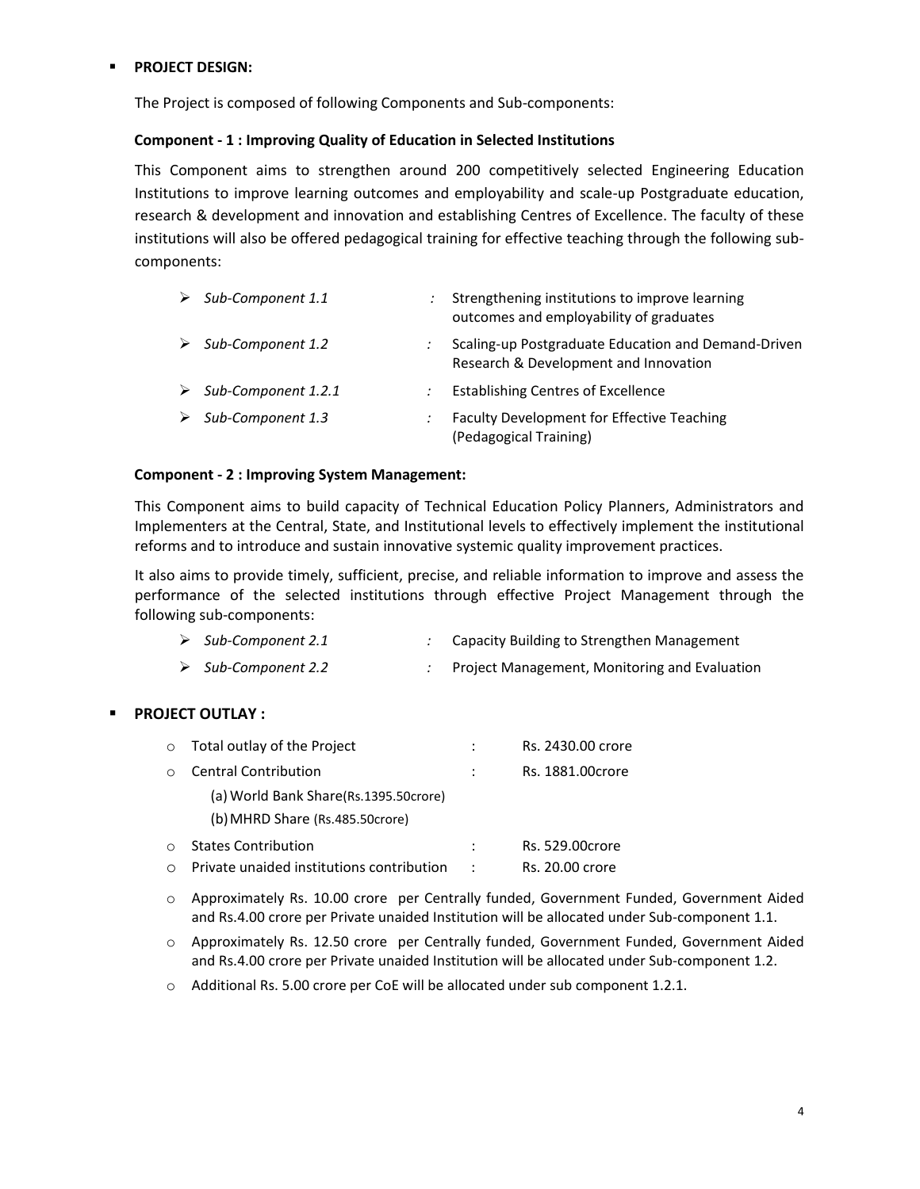- **PROJECT DESIGN:**

The Project is composed of following Components and Sub-components:

**Component - 1 : Improving Quality of Education in Selected Institutions**

This Component aims to strengthen around 200 competitively selected Engineering Education Institutions to improve learning outcomes and employability and scale-up Postgraduate education, research & development and innovation and establishing Centres of Excellence. The faculty of these institutions will also be offered pedagogical training for effective teaching through the following sub-components:

- *Sub-Component 1.1* : Strengthening institutions to improve learning outcomes and employability of graduates
- *Sub-Component 1.2* : Scaling-up Postgraduate Education and Demand-Driven Research & Development and Innovation
- *Sub-Component 1.2.1* : Establishing Centres of Excellence
- *Sub-Component 1.3* : Faculty Development for Effective Teaching (Pedagogical Training)

**Component - 2 : Improving System Management:**

This Component aims to build capacity of Technical Education Policy Planners, Administrators and Implementers at the Central, State, and Institutional levels to effectively implement the institutional reforms and to introduce and sustain innovative systemic quality improvement practices.

It also aims to provide timely, sufficient, precise, and reliable information to improve and assess the performance of the selected institutions through effective Project Management through the following sub-components:

- *Sub-Component 2.1* : Capacity Building to Strengthen Management
- *Sub-Component 2.2* : Project Management, Monitoring and Evaluation

- **PROJECT OUTLAY :**

  - Total outlay of the Project : Rs. 2430.00 crore
  - Central Contribution : Rs. 1881.00crore
    - (a) World Bank Share(Rs.1395.50crore)
    - (b) MHRD Share (Rs.485.50crore)
  - States Contribution : Rs. 529.00crore
  - Private unaided institutions contribution : Rs. 20.00 crore
  - Approximately Rs. 10.00 crore per Centrally funded, Government Funded, Government Aided and Rs.4.00 crore per Private unaided Institution will be allocated under Sub-component 1.1.
  - Approximately Rs. 12.50 crore per Centrally funded, Government Funded, Government Aided and Rs.4.00 crore per Private unaided Institution will be allocated under Sub-component 1.2.
  - Additional Rs. 5.00 crore per CoE will be allocated under sub component 1.2.1.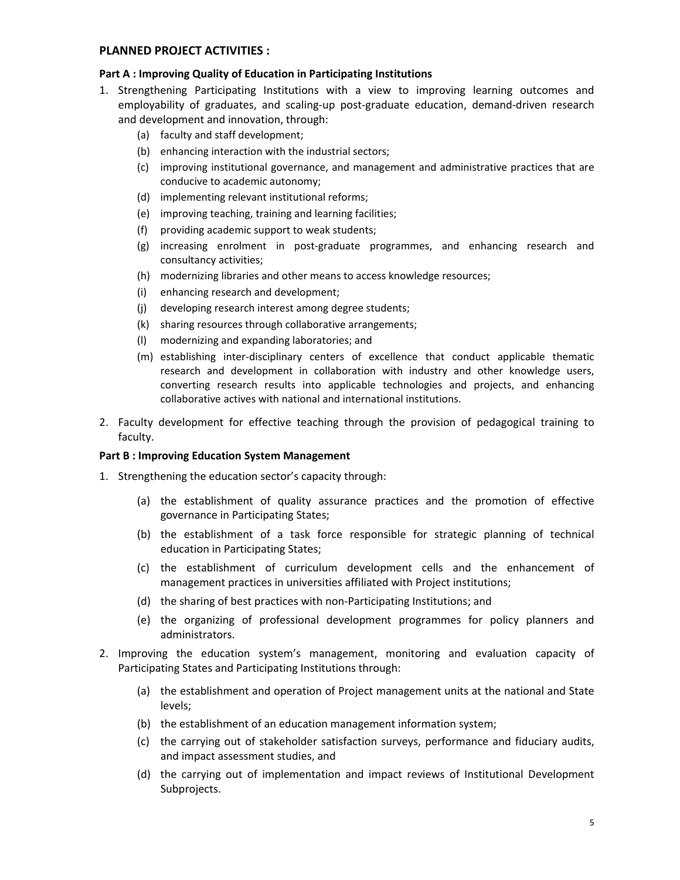## PLANNED PROJECT ACTIVITIES :

### Part A : Improving Quality of Education in Participating Institutions

1. Strengthening Participating Institutions with a view to improving learning outcomes and employability of graduates, and scaling-up post-graduate education, demand-driven research and development and innovation, through:
   - (a) faculty and staff development;
   - (b) enhancing interaction with the industrial sectors;
   - (c) improving institutional governance, and management and administrative practices that are conducive to academic autonomy;
   - (d) implementing relevant institutional reforms;
   - (e) improving teaching, training and learning facilities;
   - (f) providing academic support to weak students;
   - (g) increasing enrolment in post-graduate programmes, and enhancing research and consultancy activities;
   - (h) modernizing libraries and other means to access knowledge resources;
   - (i) enhancing research and development;
   - (j) developing research interest among degree students;
   - (k) sharing resources through collaborative arrangements;
   - (l) modernizing and expanding laboratories; and
   - (m) establishing inter-disciplinary centers of excellence that conduct applicable thematic research and development in collaboration with industry and other knowledge users, converting research results into applicable technologies and projects, and enhancing collaborative actives with national and international institutions.
2. Faculty development for effective teaching through the provision of pedagogical training to faculty.

### Part B : Improving Education System Management

1. Strengthening the education sector's capacity through:
   - (a) the establishment of quality assurance practices and the promotion of effective governance in Participating States;
   - (b) the establishment of a task force responsible for strategic planning of technical education in Participating States;
   - (c) the establishment of curriculum development cells and the enhancement of management practices in universities affiliated with Project institutions;
   - (d) the sharing of best practices with non-Participating Institutions; and
   - (e) the organizing of professional development programmes for policy planners and administrators.
2. Improving the education system's management, monitoring and evaluation capacity of Participating States and Participating Institutions through:
   - (a) the establishment and operation of Project management units at the national and State levels;
   - (b) the establishment of an education management information system;
   - (c) the carrying out of stakeholder satisfaction surveys, performance and fiduciary audits, and impact assessment studies, and
   - (d) the carrying out of implementation and impact reviews of Institutional Development Subprojects.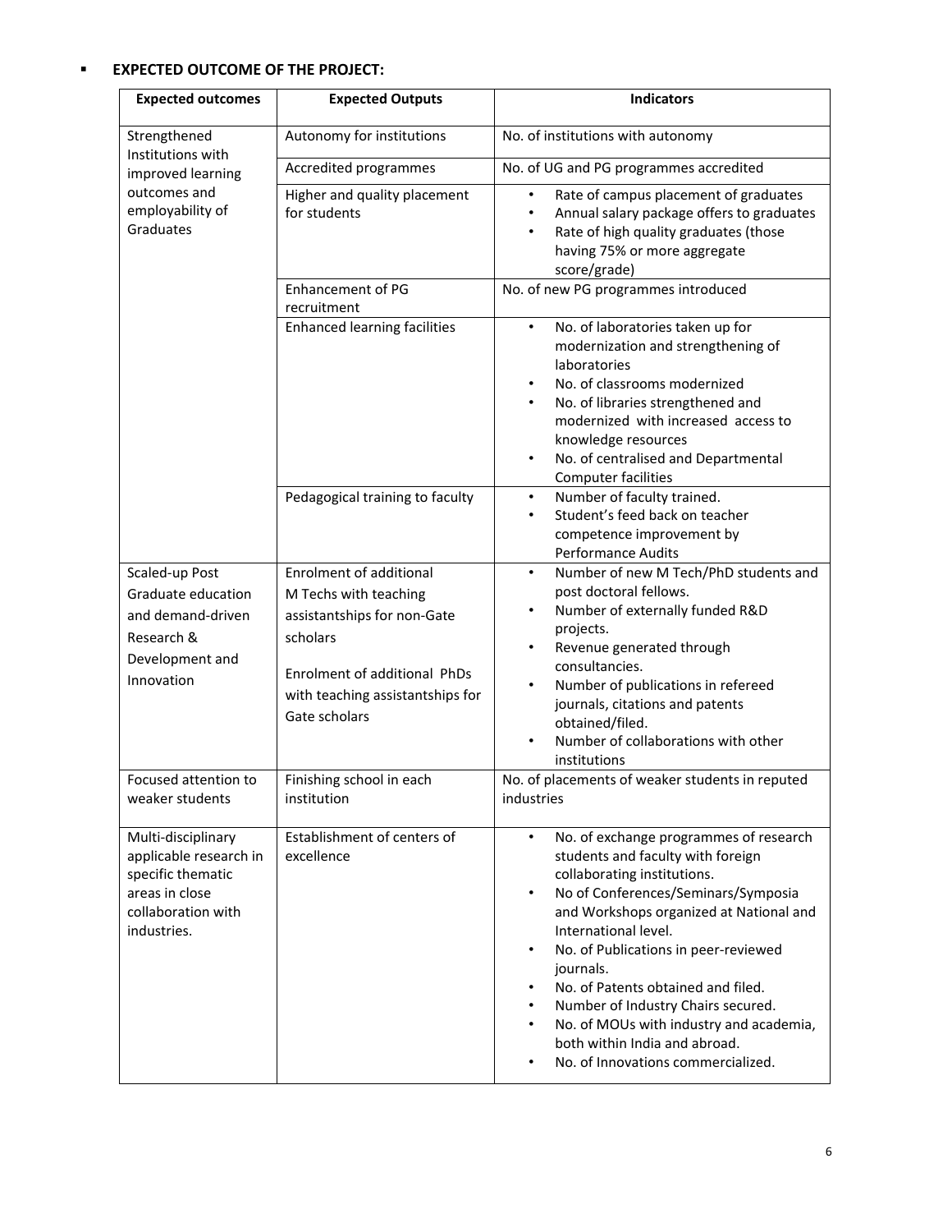- **EXPECTED OUTCOME OF THE PROJECT:**

| Expected outcomes | Expected Outputs | Indicators |
|---|---|---|
| Strengthened Institutions with improved learning outcomes and employability of Graduates | Autonomy for institutions | No. of institutions with autonomy |
| | Accredited programmes | No. of UG and PG programmes accredited |
| | Higher and quality placement for students | • Rate of campus placement of graduates<br>• Annual salary package offers to graduates<br>• Rate of high quality graduates (those having 75% or more aggregate score/grade) |
| | Enhancement of PG recruitment | No. of new PG programmes introduced |
| | Enhanced learning facilities | • No. of laboratories taken up for modernization and strengthening of laboratories<br>• No. of classrooms modernized<br>• No. of libraries strengthened and modernized with increased access to knowledge resources<br>• No. of centralised and Departmental Computer facilities |
| | Pedagogical training to faculty | • Number of faculty trained.<br>• Student's feed back on teacher competence improvement by Performance Audits |
| Scaled-up Post Graduate education and demand-driven Research & Development and Innovation | Enrolment of additional M Techs with teaching assistantships for non-Gate scholars<br><br>Enrolment of additional PhDs with teaching assistantships for Gate scholars | • Number of new M Tech/PhD students and post doctoral fellows.<br>• Number of externally funded R&D projects.<br>• Revenue generated through consultancies.<br>• Number of publications in refereed journals, citations and patents obtained/filed.<br>• Number of collaborations with other institutions |
| Focused attention to weaker students | Finishing school in each institution | No. of placements of weaker students in reputed industries |
| Multi-disciplinary applicable research in specific thematic areas in close collaboration with industries. | Establishment of centers of excellence | • No. of exchange programmes of research students and faculty with foreign collaborating institutions.<br>• No of Conferences/Seminars/Symposia and Workshops organized at National and International level.<br>• No. of Publications in peer-reviewed journals.<br>• No. of Patents obtained and filed.<br>• Number of Industry Chairs secured.<br>• No. of MOUs with industry and academia, both within India and abroad.<br>• No. of Innovations commercialized. |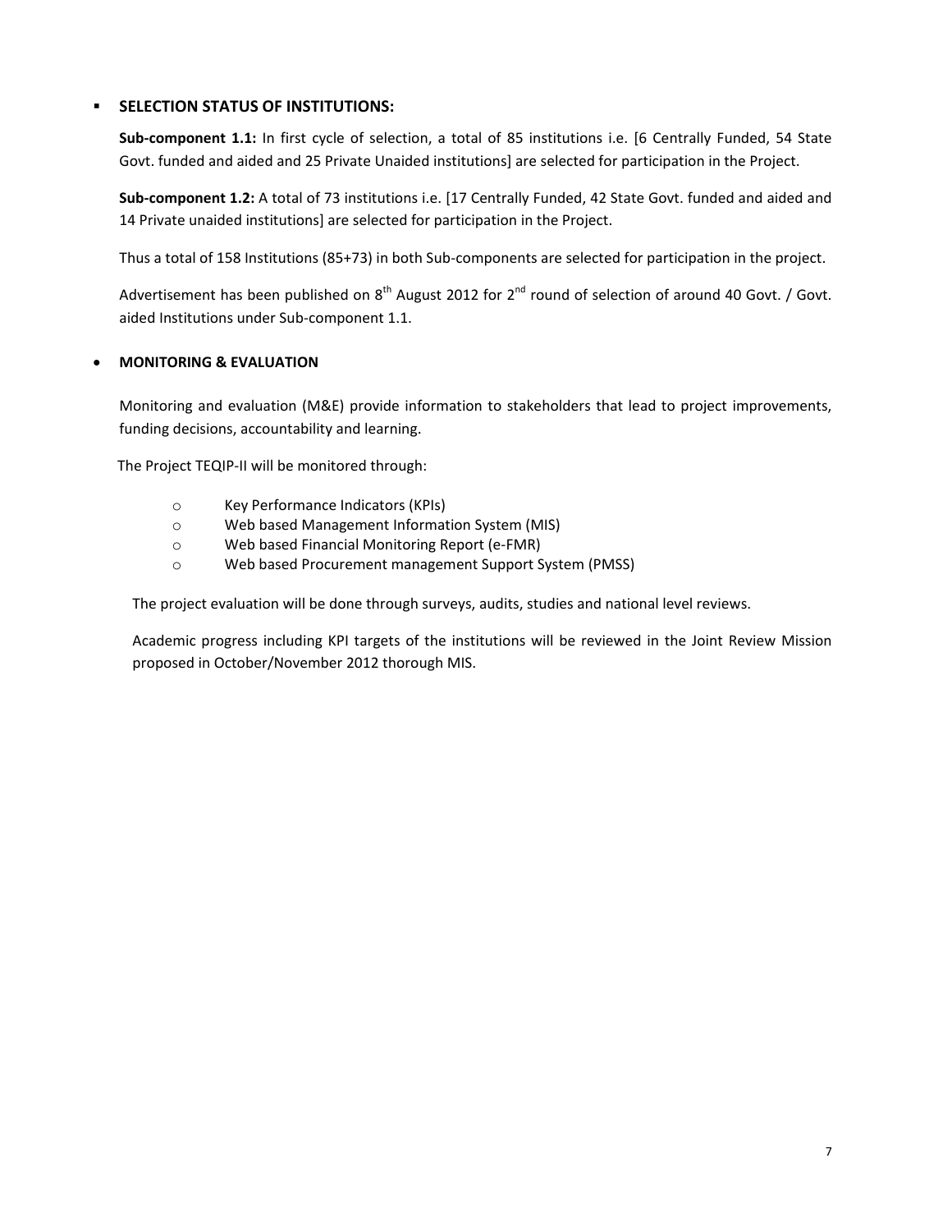- **SELECTION STATUS OF INSTITUTIONS:**

  **Sub-component 1.1:** In first cycle of selection, a total of 85 institutions i.e. [6 Centrally Funded, 54 State Govt. funded and aided and 25 Private Unaided institutions] are selected for participation in the Project.

  **Sub-component 1.2:** A total of 73 institutions i.e. [17 Centrally Funded, 42 State Govt. funded and aided and 14 Private unaided institutions] are selected for participation in the Project.

  Thus a total of 158 Institutions (85+73) in both Sub-components are selected for participation in the project.

  Advertisement has been published on 8th August 2012 for 2nd round of selection of around 40 Govt. / Govt. aided Institutions under Sub-component 1.1.

- **MONITORING & EVALUATION**

  Monitoring and evaluation (M&E) provide information to stakeholders that lead to project improvements, funding decisions, accountability and learning.

  The Project TEQIP-II will be monitored through:

  - Key Performance Indicators (KPIs)
  - Web based Management Information System (MIS)
  - Web based Financial Monitoring Report (e-FMR)
  - Web based Procurement management Support System (PMSS)

  The project evaluation will be done through surveys, audits, studies and national level reviews.

  Academic progress including KPI targets of the institutions will be reviewed in the Joint Review Mission proposed in October/November 2012 thorough MIS.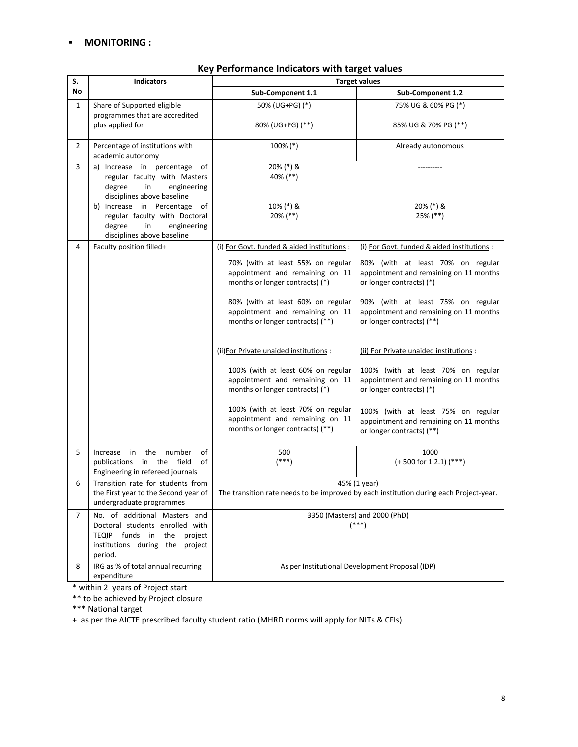- **MONITORING :**

**Key Performance Indicators with target values**

| S. No | Indicators | Target values | |
|---|---|---|---|
| | | Sub-Component 1.1 | Sub-Component 1.2 |
| 1 | Share of Supported eligible programmes that are accredited plus applied for | 50% (UG+PG) (*)<br><br>80% (UG+PG) (**) | 75% UG & 60% PG (*)<br><br>85% UG & 70% PG (**) |
| 2 | Percentage of institutions with academic autonomy | 100% (*) | Already autonomous |
| 3 | a) Increase in percentage of regular faculty with Masters degree in engineering disciplines above baseline<br>b) Increase in Percentage of regular faculty with Doctoral degree in engineering disciplines above baseline | 20% (*) &<br>40% (**)<br><br>10% (*) &<br>20% (**) | ----------<br><br>20% (*) &<br>25% (**) |
| 4 | Faculty position filled+ | (i) For Govt. funded & aided institutions :<br><br>70% (with at least 55% on regular appointment and remaining on 11 months or longer contracts) (*)<br><br>80% (with at least 60% on regular appointment and remaining on 11 months or longer contracts) (**)<br><br>(ii)For Private unaided institutions :<br><br>100% (with at least 60% on regular appointment and remaining on 11 months or longer contracts) (*)<br><br>100% (with at least 70% on regular appointment and remaining on 11 months or longer contracts) (**) | (i) For Govt. funded & aided institutions :<br><br>80% (with at least 70% on regular appointment and remaining on 11 months or longer contracts) (*)<br><br>90% (with at least 75% on regular appointment and remaining on 11 months or longer contracts) (**)<br><br>(ii) For Private unaided institutions :<br><br>100% (with at least 70% on regular appointment and remaining on 11 months or longer contracts) (*)<br><br>100% (with at least 75% on regular appointment and remaining on 11 months or longer contracts) (**) |
| 5 | Increase in the number of publications in the field of Engineering in refereed journals | 500<br>(***) | 1000<br>(+ 500 for 1.2.1) (***) |
| 6 | Transition rate for students from the First year to the Second year of undergraduate programmes | 45% (1 year)<br>The transition rate needs to be improved by each institution during each Project-year. | |
| 7 | No. of additional Masters and Doctoral students enrolled with TEQIP funds in the project institutions during the project period. | 3350 (Masters) and 2000 (PhD)<br>(***) | |
| 8 | IRG as % of total annual recurring expenditure | As per Institutional Development Proposal (IDP) | |

\* within 2 years of Project start

** to be achieved by Project closure

*** National target

\+ as per the AICTE prescribed faculty student ratio (MHRD norms will apply for NITs & CFIs)